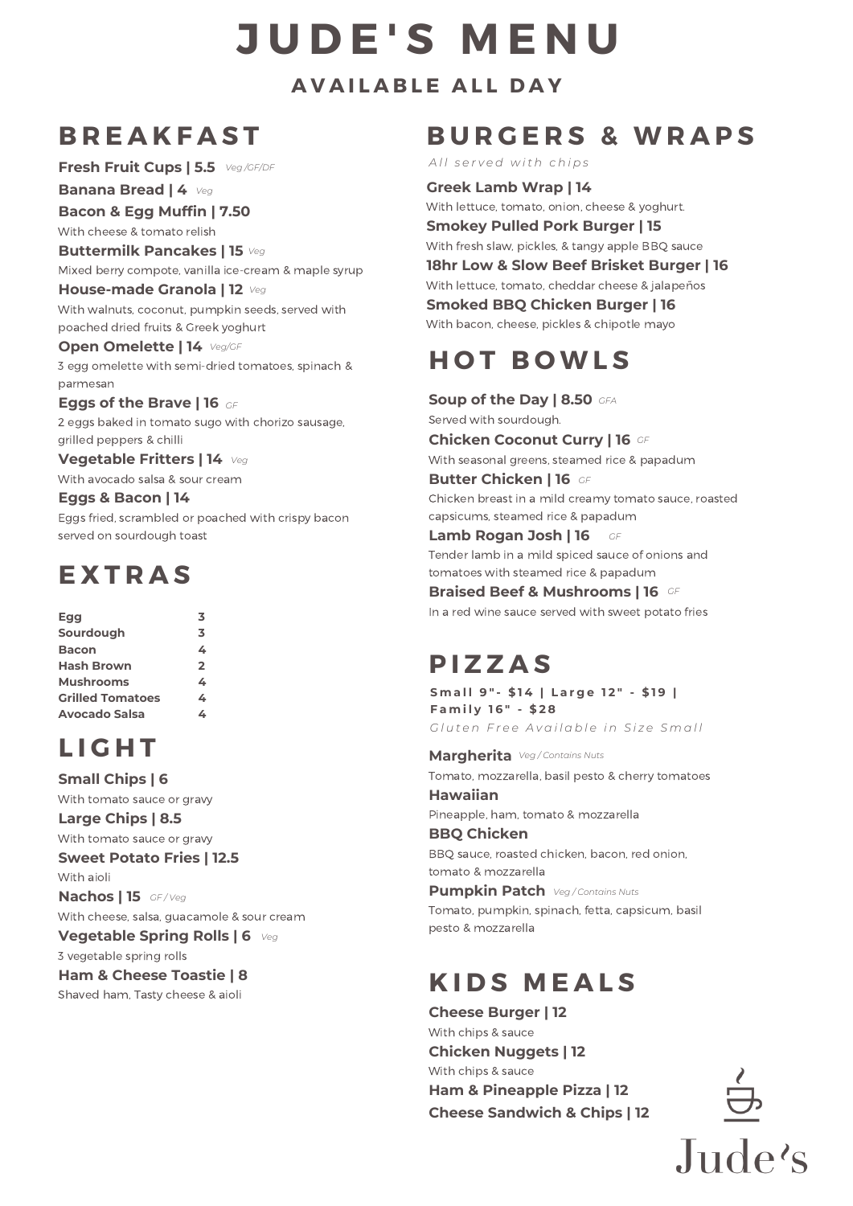# JUDE'S MENU

## AVAILABLE ALL DAY

## BREAKFAST

**Fresh Fruit Cups | 5.5** *Veg /GF/DF*

**Banana Bread | 4** *Veg*

**Bacon & Egg Muffin | 7.50**
With cheese & tomato relish

**Buttermilk Pancakes | 15** *Veg*
Mixed berry compote, vanilla ice-cream & maple syrup

**House-made Granola | 12** *Veg*
With walnuts, coconut, pumpkin seeds, served with poached dried fruits & Greek yoghurt

**Open Omelette | 14** *Veg/GF*
3 egg omelette with semi-dried tomatoes, spinach & parmesan

**Eggs of the Brave | 16** *GF*
2 eggs baked in tomato sugo with chorizo sausage, grilled peppers & chilli

**Vegetable Fritters | 14** *Veg*
With avocado salsa & sour cream

**Eggs & Bacon | 14**
Eggs fried, scrambled or poached with crispy bacon served on sourdough toast

## EXTRAS

| | |
|---|---|
| Egg | 3 |
| Sourdough | 3 |
| Bacon | 4 |
| Hash Brown | 2 |
| Mushrooms | 4 |
| Grilled Tomatoes | 4 |
| Avocado Salsa | 4 |

## LIGHT

**Small Chips | 6**
With tomato sauce or gravy

**Large Chips | 8.5**
With tomato sauce or gravy

**Sweet Potato Fries | 12.5**
With aioli

**Nachos | 15** *GF / Veg*
With cheese, salsa, guacamole & sour cream

**Vegetable Spring Rolls | 6** *Veg*
3 vegetable spring rolls

**Ham & Cheese Toastie | 8**
Shaved ham, Tasty cheese & aioli

## BURGERS & WRAPS

*All served with chips*

**Greek Lamb Wrap | 14**
With lettuce, tomato, onion, cheese & yoghurt.

**Smokey Pulled Pork Burger | 15**
With fresh slaw, pickles, & tangy apple BBQ sauce

**18hr Low & Slow Beef Brisket Burger | 16**
With lettuce, tomato, cheddar cheese & jalapeños

**Smoked BBQ Chicken Burger | 16**
With bacon, cheese, pickles & chipotle mayo

## HOT BOWLS

**Soup of the Day | 8.50** *GFA*
Served with sourdough.

**Chicken Coconut Curry | 16** *GF*
With seasonal greens, steamed rice & papadum

**Butter Chicken | 16** *GF*
Chicken breast in a mild creamy tomato sauce, roasted capsicums, steamed rice & papadum

**Lamb Rogan Josh | 16** *GF*
Tender lamb in a mild spiced sauce of onions and tomatoes with steamed rice & papadum

**Braised Beef & Mushrooms | 16** *GF*
In a red wine sauce served with sweet potato fries

## PIZZAS

**Small 9"- $14 | Large 12" - $19 | Family 16" - $28**

*Gluten Free Available in Size Small*

**Margherita** *Veg / Contains Nuts*
Tomato, mozzarella, basil pesto & cherry tomatoes

**Hawaiian**
Pineapple, ham, tomato & mozzarella

**BBQ Chicken**
BBQ sauce, roasted chicken, bacon, red onion, tomato & mozzarella

**Pumpkin Patch** *Veg / Contains Nuts*
Tomato, pumpkin, spinach, fetta, capsicum, basil pesto & mozzarella

## KIDS MEALS

**Cheese Burger | 12**
With chips & sauce

**Chicken Nuggets | 12**
With chips & sauce

**Ham & Pineapple Pizza | 12**

**Cheese Sandwich & Chips | 12**

Jude's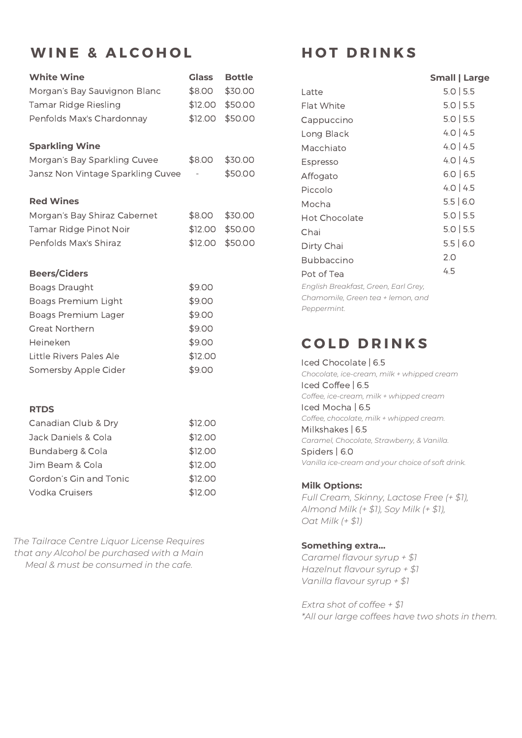## WINE & ALCOHOL

| White Wine | Glass | Bottle |
|---|---|---|
| Morgan's Bay Sauvignon Blanc | $8.00 | $30.00 |
| Tamar Ridge Riesling | $12.00 | $50.00 |
| Penfolds Max's Chardonnay | $12.00 | $50.00 |
| **Sparkling Wine** | | |
| Morgan's Bay Sparkling Cuvee | $8.00 | $30.00 |
| Jansz Non Vintage Sparkling Cuvee | - | $50.00 |
| **Red Wines** | | |
| Morgan's Bay Shiraz Cabernet | $8.00 | $30.00 |
| Tamar Ridge Pinot Noir | $12.00 | $50.00 |
| Penfolds Max's Shiraz | $12.00 | $50.00 |

| Beers/Ciders | |
|---|---|
| Boags Draught | $9.00 |
| Boags Premium Light | $9.00 |
| Boags Premium Lager | $9.00 |
| Great Northern | $9.00 |
| Heineken | $9.00 |
| Little Rivers Pales Ale | $12.00 |
| Somersby Apple Cider | $9.00 |

| RTDS | |
|---|---|
| Canadian Club & Dry | $12.00 |
| Jack Daniels & Cola | $12.00 |
| Bundaberg & Cola | $12.00 |
| Jim Beam & Cola | $12.00 |
| Gordon's Gin and Tonic | $12.00 |
| Vodka Cruisers | $12.00 |

*The Tailrace Centre Liquor License Requires that any Alcohol be purchased with a Main Meal & must be consumed in the cafe.*

## HOT DRINKS

| | Small \| Large |
|---|---|
| Latte | 5.0 \| 5.5 |
| Flat White | 5.0 \| 5.5 |
| Cappuccino | 5.0 \| 5.5 |
| Long Black | 4.0 \| 4.5 |
| Macchiato | 4.0 \| 4.5 |
| Espresso | 4.0 \| 4.5 |
| Affogato | 6.0 \| 6.5 |
| Piccolo | 4.0 \| 4.5 |
| Mocha | 5.5 \| 6.0 |
| Hot Chocolate | 5.0 \| 5.5 |
| Chai | 5.0 \| 5.5 |
| Dirty Chai | 5.5 \| 6.0 |
| Bubbaccino | 2.0 |
| Pot of Tea | 4.5 |

*English Breakfast, Green, Earl Grey, Chamomile, Green tea + lemon, and Peppermint.*

## COLD DRINKS

Iced Chocolate | 6.5
*Chocolate, ice-cream, milk + whipped cream*

Iced Coffee | 6.5
*Coffee, ice-cream, milk + whipped cream*

Iced Mocha | 6.5
*Coffee, chocolate, milk + whipped cream.*

Milkshakes | 6.5
*Caramel, Chocolate, Strawberry, & Vanilla.*

Spiders | 6.0
*Vanilla ice-cream and your choice of soft drink.*

**Milk Options:**
*Full Cream, Skinny, Lactose Free (+ $1), Almond Milk (+ $1), Soy Milk (+ $1), Oat Milk (+ $1)*

**Something extra...**
*Caramel flavour syrup + $1*
*Hazelnut flavour syrup + $1*
*Vanilla flavour syrup + $1*

*Extra shot of coffee + $1*
*All our large coffees have two shots in them.*